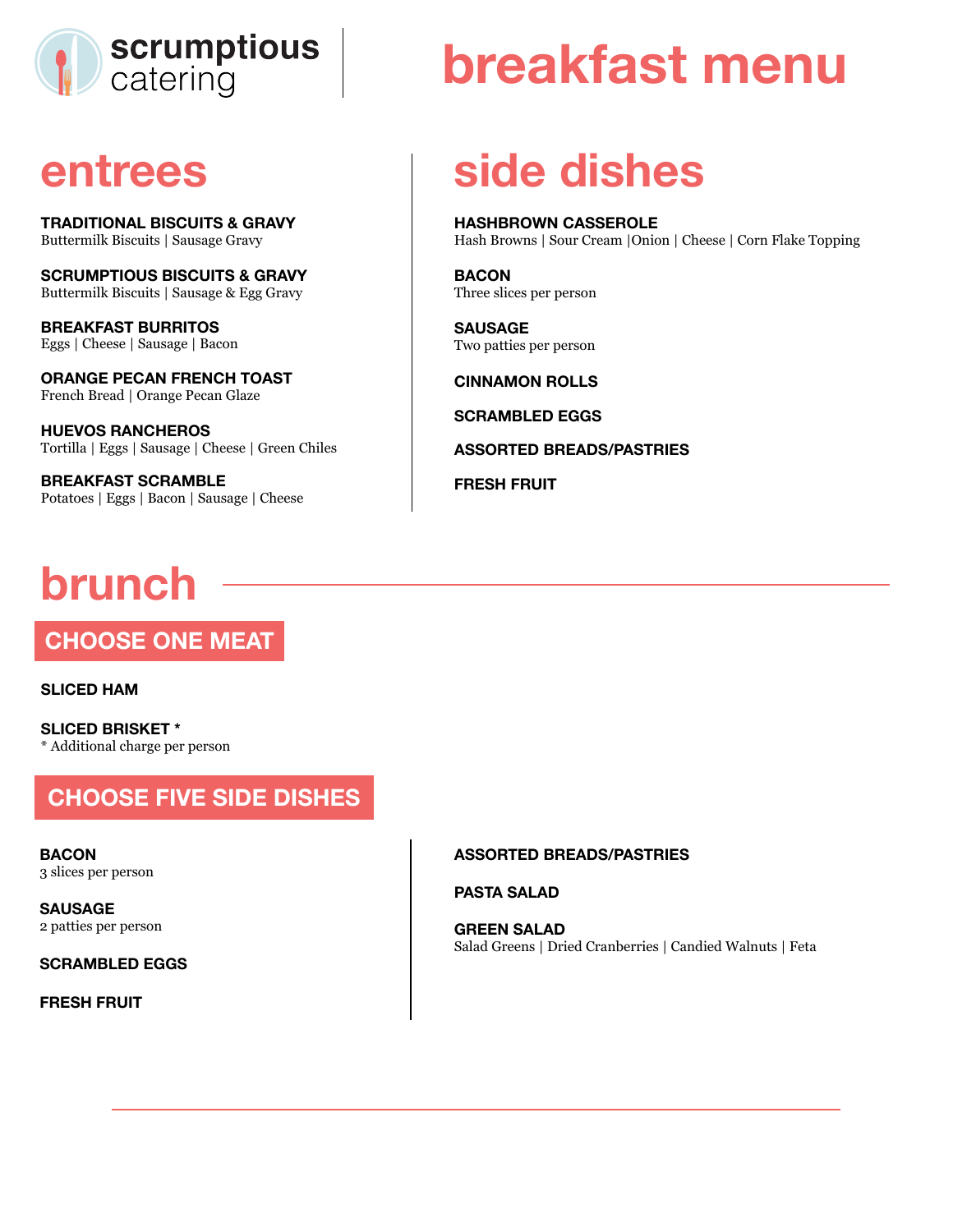scrumptious catering

# breakfast menu

## entrees

**TRADITIONAL BISCUITS & GRAVY**
Buttermilk Biscuits | Sausage Gravy

**SCRUMPTIOUS BISCUITS & GRAVY**
Buttermilk Biscuits | Sausage & Egg Gravy

**BREAKFAST BURRITOS**
Eggs | Cheese | Sausage | Bacon

**ORANGE PECAN FRENCH TOAST**
French Bread | Orange Pecan Glaze

**HUEVOS RANCHEROS**
Tortilla | Eggs | Sausage | Cheese | Green Chiles

**BREAKFAST SCRAMBLE**
Potatoes | Eggs | Bacon | Sausage | Cheese

## side dishes

**HASHBROWN CASSEROLE**
Hash Browns | Sour Cream |Onion | Cheese | Corn Flake Topping

**BACON**
Three slices per person

**SAUSAGE**
Two patties per person

**CINNAMON ROLLS**

**SCRAMBLED EGGS**

**ASSORTED BREADS/PASTRIES**

**FRESH FRUIT**

## brunch

### CHOOSE ONE MEAT

**SLICED HAM**

**SLICED BRISKET ***
* Additional charge per person

### CHOOSE FIVE SIDE DISHES

**BACON**
3 slices per person

**SAUSAGE**
2 patties per person

**SCRAMBLED EGGS**

**FRESH FRUIT**

**ASSORTED BREADS/PASTRIES**

**PASTA SALAD**

**GREEN SALAD**
Salad Greens | Dried Cranberries | Candied Walnuts | Feta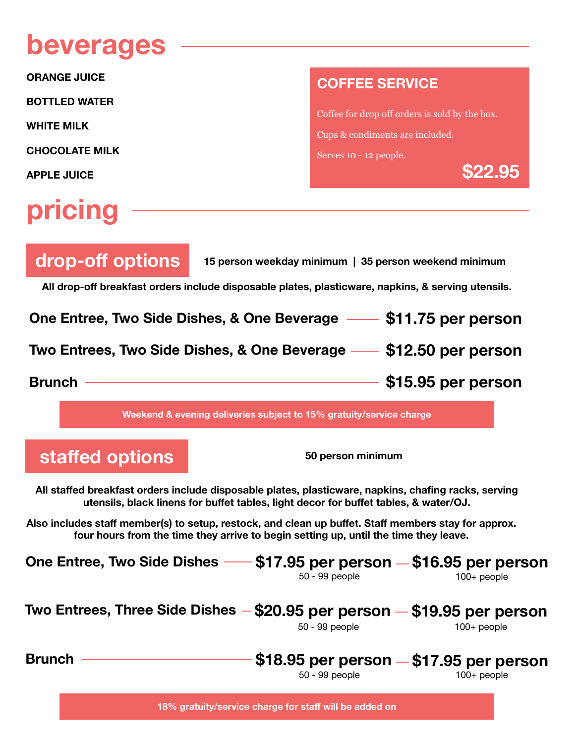# beverages

- **ORANGE JUICE**
- **BOTTLED WATER**
- **WHITE MILK**
- **CHOCOLATE MILK**
- **APPLE JUICE**

### COFFEE SERVICE

Coffee for drop off orders is sold by the box.

Cups & condiments are included.

Serves 10 - 12 people.

**$22.95**

# pricing

## drop-off options

**15 person weekday minimum | 35 person weekend minimum**

**All drop-off breakfast orders include disposable plates, plasticware, napkins, & serving utensils.**

| Option | Price |
|---|---|
| **One Entree, Two Side Dishes, & One Beverage** | **$11.75 per person** |
| **Two Entrees, Two Side Dishes, & One Beverage** | **$12.50 per person** |
| **Brunch** | **$15.95 per person** |

**Weekend & evening deliveries subject to 15% gratuity/service charge**

## staffed options

**50 person minimum**

**All staffed breakfast orders include disposable plates, plasticware, napkins, chafing racks, serving utensils, black linens for buffet tables, light decor for buffet tables, & water/OJ.**

**Also includes staff member(s) to setup, restock, and clean up buffet. Staff members stay for approx. four hours from the time they arrive to begin setting up, until the time they leave.**

| Option | 50 - 99 people | 100+ people |
|---|---|---|
| **One Entree, Two Side Dishes** | **$17.95 per person** | **$16.95 per person** |
| **Two Entrees, Three Side Dishes** | **$20.95 per person** | **$19.95 per person** |
| **Brunch** | **$18.95 per person** | **$17.95 per person** |

**18% gratuity/service charge for staff will be added on**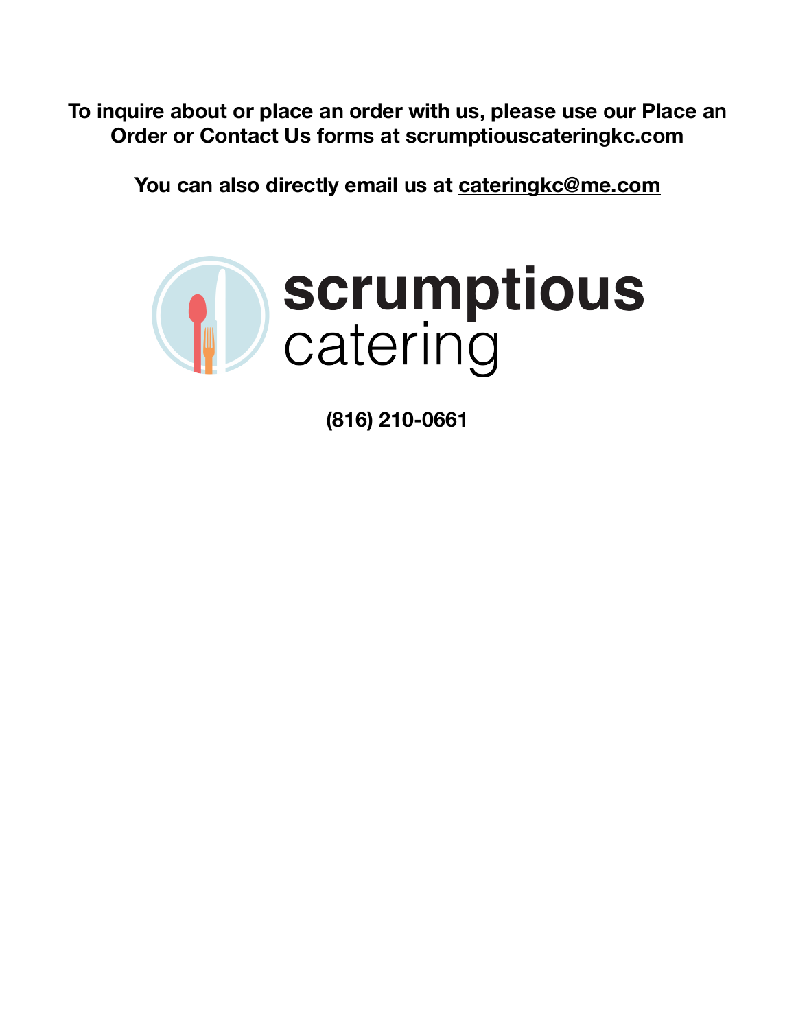**To inquire about or place an order with us, please use our Place an Order or Contact Us forms at scrumptiouscateringkc.com**

**You can also directly email us at cateringkc@me.com**

**scrumptious**
catering

**(816) 210-0661**